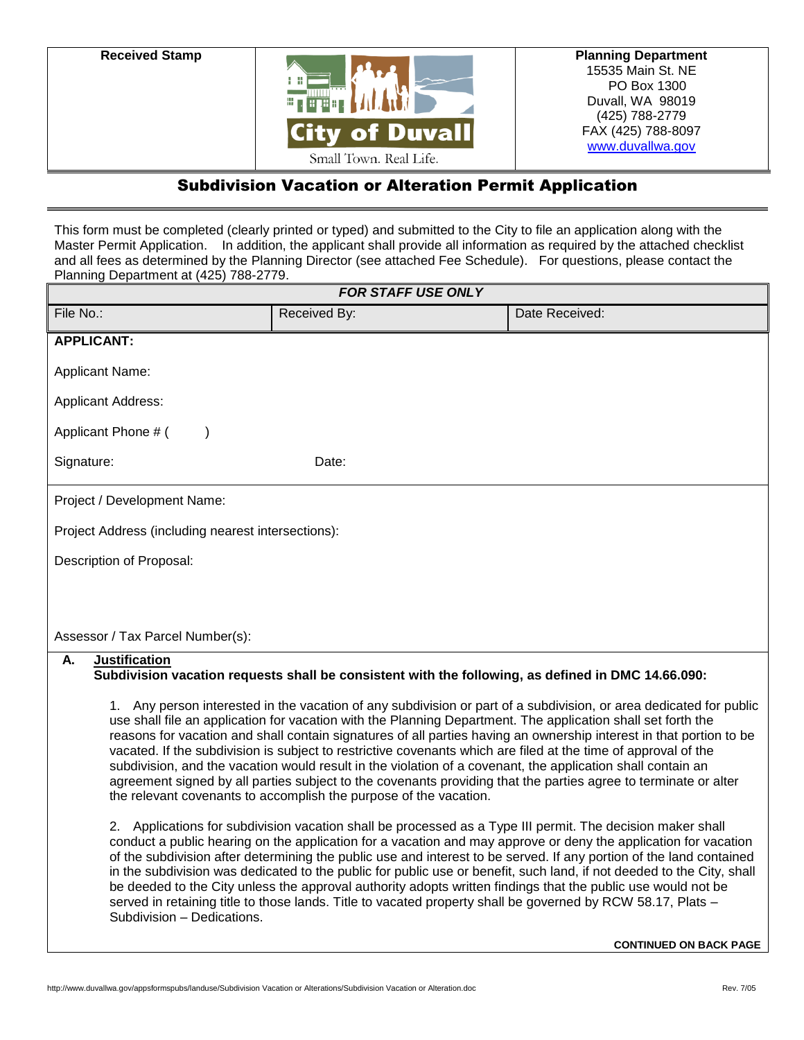| Received Stamp | City of Duvall<br>Small Town. Real Life. | **Planning Department**<br>15535 Main St. NE<br>PO Box 1300<br>Duvall, WA 98019<br>(425) 788-2779<br>FAX (425) 788-8097<br>www.duvallwa.gov |
|---|---|---|

# Subdivision Vacation or Alteration Permit Application

This form must be completed (clearly printed or typed) and submitted to the City to file an application along with the Master Permit Application. In addition, the applicant shall provide all information as required by the attached checklist and all fees as determined by the Planning Director (see attached Fee Schedule). For questions, please contact the Planning Department at (425) 788-2779.

| ***FOR STAFF USE ONLY*** | | |
|---|---|---|
| File No.: | Received By: | Date Received: |

**APPLICANT:**

Applicant Name:

Applicant Address:

Applicant Phone # (    )

Signature: Date:

Project / Development Name:

Project Address (including nearest intersections):

Description of Proposal:

Assessor / Tax Parcel Number(s):

**A. Justification**

**Subdivision vacation requests shall be consistent with the following, as defined in DMC 14.66.090:**

1. Any person interested in the vacation of any subdivision or part of a subdivision, or area dedicated for public use shall file an application for vacation with the Planning Department. The application shall set forth the reasons for vacation and shall contain signatures of all parties having an ownership interest in that portion to be vacated. If the subdivision is subject to restrictive covenants which are filed at the time of approval of the subdivision, and the vacation would result in the violation of a covenant, the application shall contain an agreement signed by all parties subject to the covenants providing that the parties agree to terminate or alter the relevant covenants to accomplish the purpose of the vacation.

2. Applications for subdivision vacation shall be processed as a Type III permit. The decision maker shall conduct a public hearing on the application for a vacation and may approve or deny the application for vacation of the subdivision after determining the public use and interest to be served. If any portion of the land contained in the subdivision was dedicated to the public for public use or benefit, such land, if not deeded to the City, shall be deeded to the City unless the approval authority adopts written findings that the public use would not be served in retaining title to those lands. Title to vacated property shall be governed by RCW 58.17, Plats – Subdivision – Dedications.

**CONTINUED ON BACK PAGE**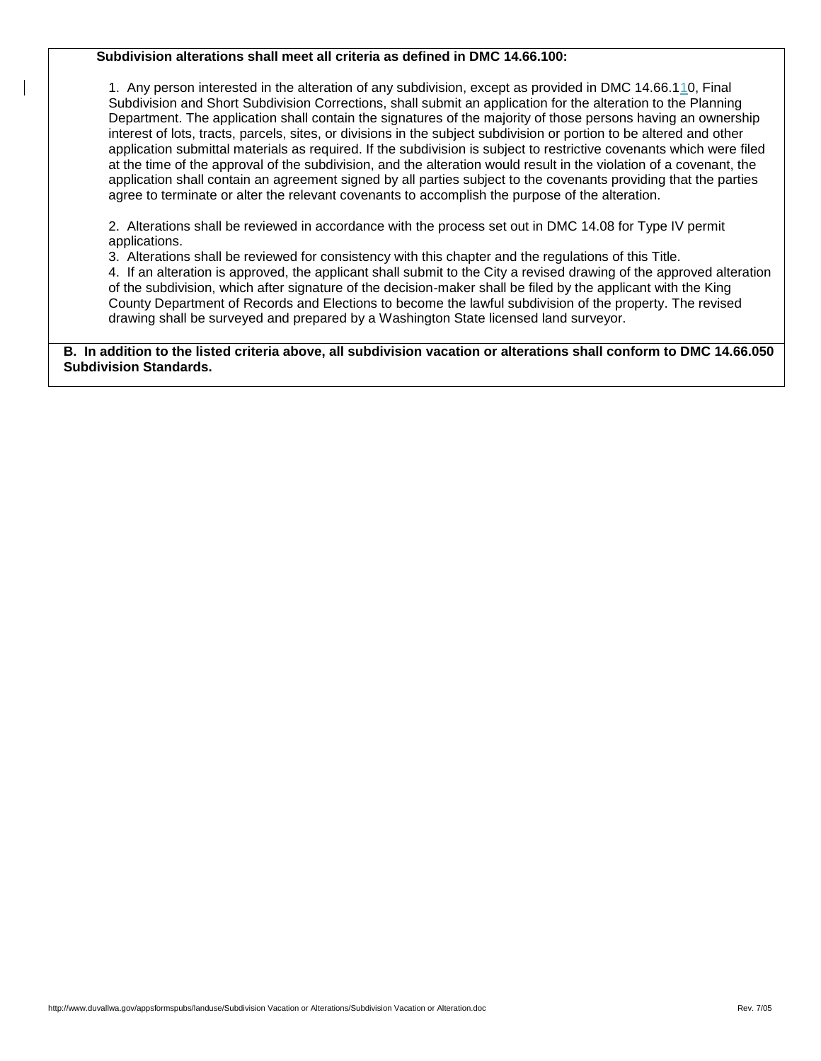**Subdivision alterations shall meet all criteria as defined in DMC 14.66.100:**

1. Any person interested in the alteration of any subdivision, except as provided in DMC 14.66.110, Final Subdivision and Short Subdivision Corrections, shall submit an application for the alteration to the Planning Department. The application shall contain the signatures of the majority of those persons having an ownership interest of lots, tracts, parcels, sites, or divisions in the subject subdivision or portion to be altered and other application submittal materials as required. If the subdivision is subject to restrictive covenants which were filed at the time of the approval of the subdivision, and the alteration would result in the violation of a covenant, the application shall contain an agreement signed by all parties subject to the covenants providing that the parties agree to terminate or alter the relevant covenants to accomplish the purpose of the alteration.

2. Alterations shall be reviewed in accordance with the process set out in DMC 14.08 for Type IV permit applications.
3. Alterations shall be reviewed for consistency with this chapter and the regulations of this Title.
4. If an alteration is approved, the applicant shall submit to the City a revised drawing of the approved alteration of the subdivision, which after signature of the decision-maker shall be filed by the applicant with the King County Department of Records and Elections to become the lawful subdivision of the property. The revised drawing shall be surveyed and prepared by a Washington State licensed land surveyor.

**B. In addition to the listed criteria above, all subdivision vacation or alterations shall conform to DMC 14.66.050 Subdivision Standards.**